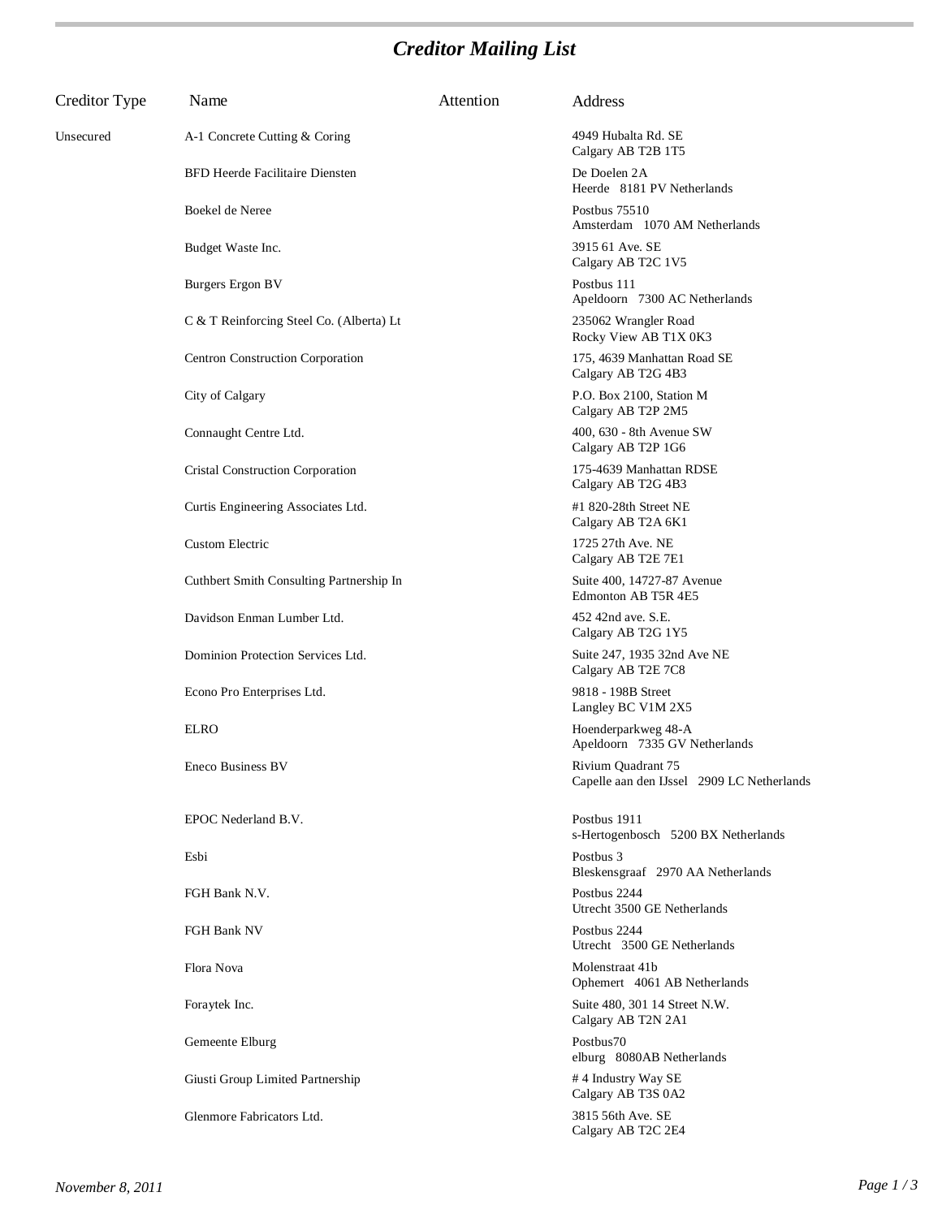# *Creditor Mailing List*

| Creditor Type | Name | Attention | Address |
|---|---|---|---|
| Unsecured | A-1 Concrete Cutting & Coring | | 4949 Hubalta Rd. SE<br>Calgary AB T2B 1T5 |
| | BFD Heerde Facilitaire Diensten | | De Doelen 2A<br>Heerde 8181 PV Netherlands |
| | Boekel de Neree | | Postbus 75510<br>Amsterdam 1070 AM Netherlands |
| | Budget Waste Inc. | | 3915 61 Ave. SE<br>Calgary AB T2C 1V5 |
| | Burgers Ergon BV | | Postbus 111<br>Apeldoorn 7300 AC Netherlands |
| | C & T Reinforcing Steel Co. (Alberta) Lt | | 235062 Wrangler Road<br>Rocky View AB T1X 0K3 |
| | Centron Construction Corporation | | 175, 4639 Manhattan Road SE<br>Calgary AB T2G 4B3 |
| | City of Calgary | | P.O. Box 2100, Station M<br>Calgary AB T2P 2M5 |
| | Connaught Centre Ltd. | | 400, 630 - 8th Avenue SW<br>Calgary AB T2P 1G6 |
| | Cristal Construction Corporation | | 175-4639 Manhattan RDSE<br>Calgary AB T2G 4B3 |
| | Curtis Engineering Associates Ltd. | | #1 820-28th Street NE<br>Calgary AB T2A 6K1 |
| | Custom Electric | | 1725 27th Ave. NE<br>Calgary AB T2E 7E1 |
| | Cuthbert Smith Consulting Partnership In | | Suite 400, 14727-87 Avenue<br>Edmonton AB T5R 4E5 |
| | Davidson Enman Lumber Ltd. | | 452 42nd ave. S.E.<br>Calgary AB T2G 1Y5 |
| | Dominion Protection Services Ltd. | | Suite 247, 1935 32nd Ave NE<br>Calgary AB T2E 7C8 |
| | Econo Pro Enterprises Ltd. | | 9818 - 198B Street<br>Langley BC V1M 2X5 |
| | ELRO | | Hoenderparkweg 48-A<br>Apeldoorn 7335 GV Netherlands |
| | Eneco Business BV | | Rivium Quadrant 75<br>Capelle aan den IJssel 2909 LC Netherlands |
| | EPOC Nederland B.V. | | Postbus 1911<br>s-Hertogenbosch 5200 BX Netherlands |
| | Esbi | | Postbus 3<br>Bleskensgraaf 2970 AA Netherlands |
| | FGH Bank N.V. | | Postbus 2244<br>Utrecht 3500 GE Netherlands |
| | FGH Bank NV | | Postbus 2244<br>Utrecht 3500 GE Netherlands |
| | Flora Nova | | Molenstraat 41b<br>Ophemert 4061 AB Netherlands |
| | Foraytek Inc. | | Suite 480, 301 14 Street N.W.<br>Calgary AB T2N 2A1 |
| | Gemeente Elburg | | Postbus70<br>elburg 8080AB Netherlands |
| | Giusti Group Limited Partnership | | # 4 Industry Way SE<br>Calgary AB T3S 0A2 |
| | Glenmore Fabricators Ltd. | | 3815 56th Ave. SE<br>Calgary AB T2C 2E4 |

*November 8, 2011*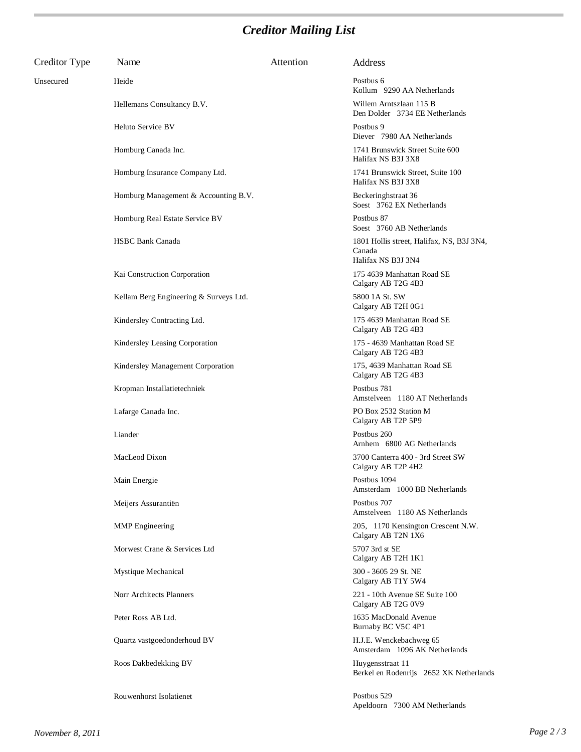# *Creditor Mailing List*

| Creditor Type | Name | Attention | Address |
|---|---|---|---|
| Unsecured | Heide | | Postbus 6<br>Kollum 9290 AA Netherlands |
| | Hellemans Consultancy B.V. | | Willem Arntszlaan 115 B<br>Den Dolder 3734 EE Netherlands |
| | Heluto Service BV | | Postbus 9<br>Diever 7980 AA Netherlands |
| | Homburg Canada Inc. | | 1741 Brunswick Street Suite 600<br>Halifax NS B3J 3X8 |
| | Homburg Insurance Company Ltd. | | 1741 Brunswick Street, Suite 100<br>Halifax NS B3J 3X8 |
| | Homburg Management & Accounting B.V. | | Beckeringhstraat 36<br>Soest 3762 EX Netherlands |
| | Homburg Real Estate Service BV | | Postbus 87<br>Soest 3760 AB Netherlands |
| | HSBC Bank Canada | | 1801 Hollis street, Halifax, NS, B3J 3N4, Canada<br>Halifax NS B3J 3N4 |
| | Kai Construction Corporation | | 175 4639 Manhattan Road SE<br>Calgary AB T2G 4B3 |
| | Kellam Berg Engineering & Surveys Ltd. | | 5800 1A St. SW<br>Calgary AB T2H 0G1 |
| | Kindersley Contracting Ltd. | | 175 4639 Manhattan Road SE<br>Calgary AB T2G 4B3 |
| | Kindersley Leasing Corporation | | 175 - 4639 Manhattan Road SE<br>Calgary AB T2G 4B3 |
| | Kindersley Management Corporation | | 175, 4639 Manhattan Road SE<br>Calgary AB T2G 4B3 |
| | Kropman Installatietechniek | | Postbus 781<br>Amstelveen 1180 AT Netherlands |
| | Lafarge Canada Inc. | | PO Box 2532 Station M<br>Calgary AB T2P 5P9 |
| | Liander | | Postbus 260<br>Arnhem 6800 AG Netherlands |
| | MacLeod Dixon | | 3700 Canterra 400 - 3rd Street SW<br>Calgary AB T2P 4H2 |
| | Main Energie | | Postbus 1094<br>Amsterdam 1000 BB Netherlands |
| | Meijers Assurantiën | | Postbus 707<br>Amstelveen 1180 AS Netherlands |
| | MMP Engineering | | 205, 1170 Kensington Crescent N.W.<br>Calgary AB T2N 1X6 |
| | Morwest Crane & Services Ltd | | 5707 3rd st SE<br>Calgary AB T2H 1K1 |
| | Mystique Mechanical | | 300 - 3605 29 St. NE<br>Calgary AB T1Y 5W4 |
| | Norr Architects Planners | | 221 - 10th Avenue SE Suite 100<br>Calgary AB T2G 0V9 |
| | Peter Ross AB Ltd. | | 1635 MacDonald Avenue<br>Burnaby BC V5C 4P1 |
| | Quartz vastgoedonderhoud BV | | H.J.E. Wenckebachweg 65<br>Amsterdam 1096 AK Netherlands |
| | Roos Dakbedekking BV | | Huygensstraat 11<br>Berkel en Rodenrijs 2652 XK Netherlands |
| | Rouwenhorst Isolatienet | | Postbus 529<br>Apeldoorn 7300 AM Netherlands |

*November 8, 2011*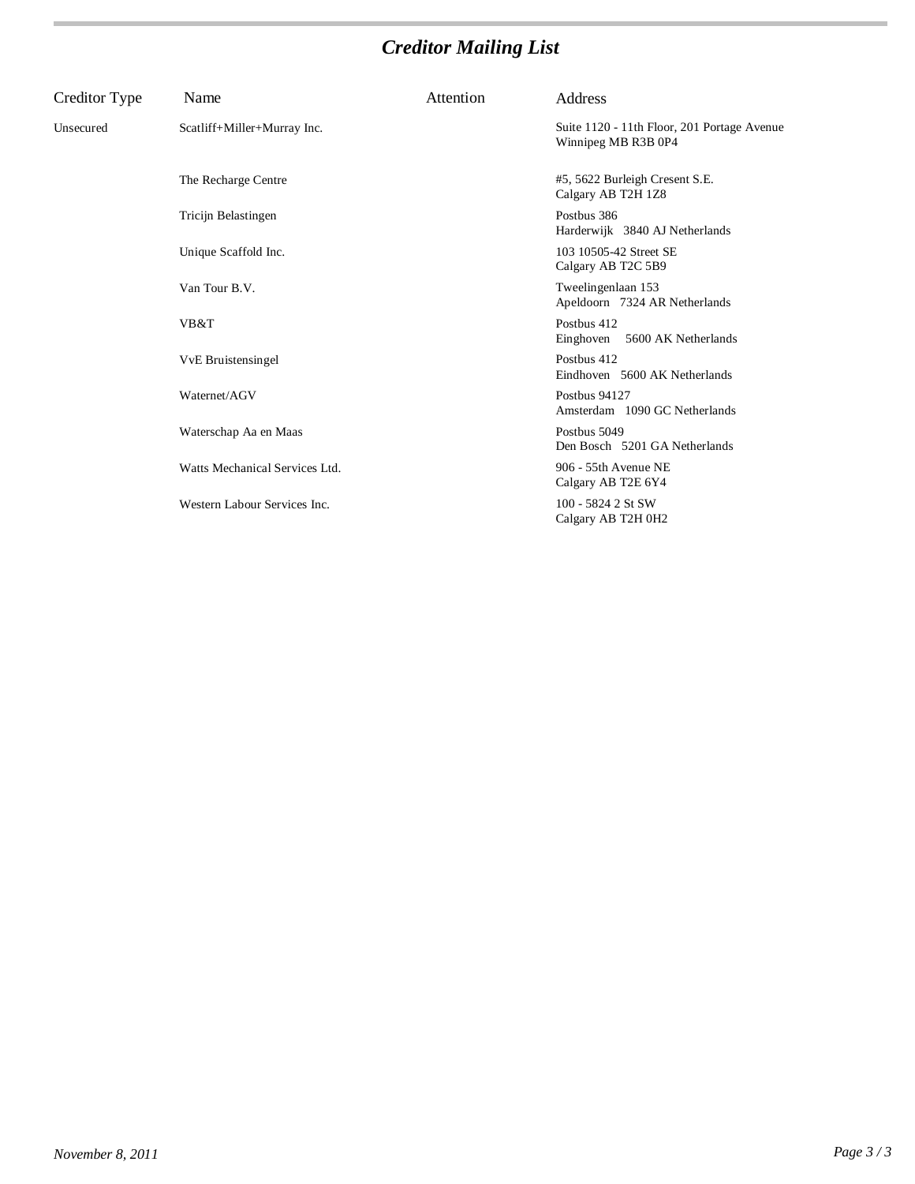## *Creditor Mailing List*

| Creditor Type | Name | Attention | Address |
|---|---|---|---|
| Unsecured | Scatliff+Miller+Murray Inc. | | Suite 1120 - 11th Floor, 201 Portage Avenue<br>Winnipeg MB R3B 0P4 |
| | The Recharge Centre | | #5, 5622 Burleigh Cresent S.E.<br>Calgary AB T2H 1Z8 |
| | Tricijn Belastingen | | Postbus 386<br>Harderwijk 3840 AJ Netherlands |
| | Unique Scaffold Inc. | | 103 10505-42 Street SE<br>Calgary AB T2C 5B9 |
| | Van Tour B.V. | | Tweelingenlaan 153<br>Apeldoorn 7324 AR Netherlands |
| | VB&T | | Postbus 412<br>Einghoven 5600 AK Netherlands |
| | VvE Bruistensingel | | Postbus 412<br>Eindhoven 5600 AK Netherlands |
| | Waternet/AGV | | Postbus 94127<br>Amsterdam 1090 GC Netherlands |
| | Waterschap Aa en Maas | | Postbus 5049<br>Den Bosch 5201 GA Netherlands |
| | Watts Mechanical Services Ltd. | | 906 - 55th Avenue NE<br>Calgary AB T2E 6Y4 |
| | Western Labour Services Inc. | | 100 - 5824 2 St SW<br>Calgary AB T2H 0H2 |

*November 8, 2011*